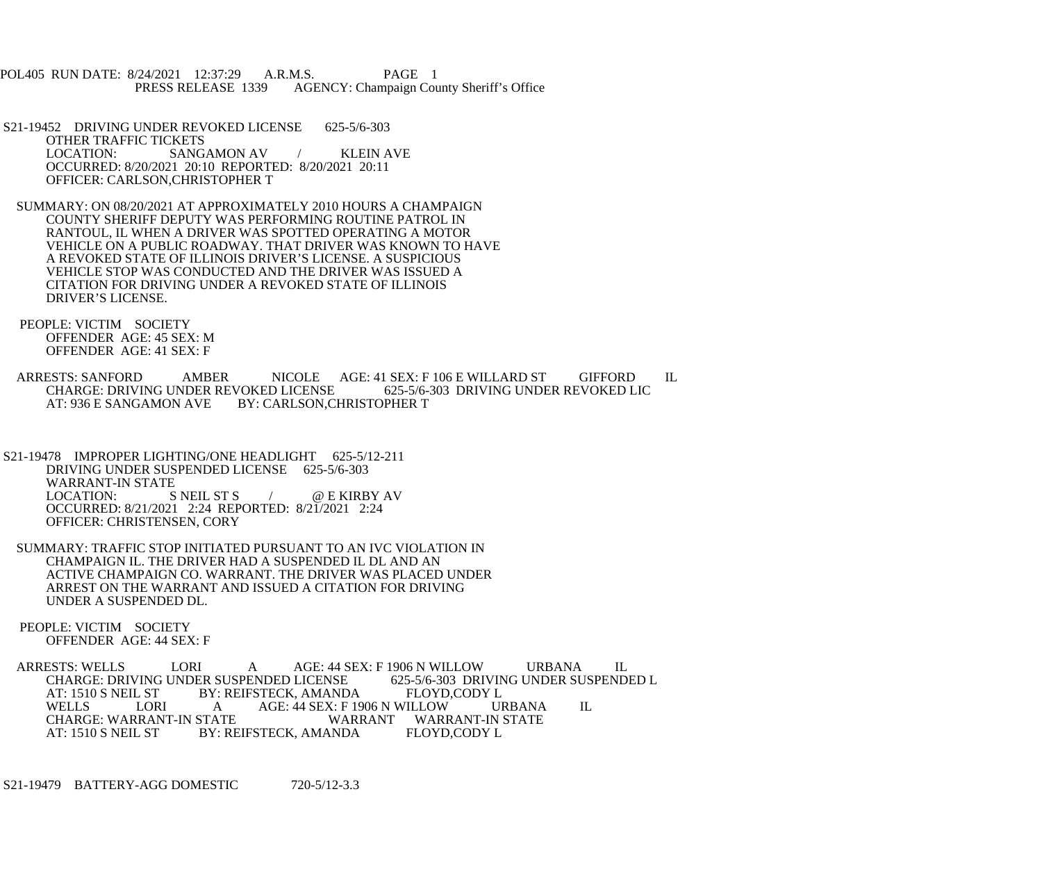POL405 RUN DATE: 8/24/2021 12:37:29 A.R.M.S. PAGE 1
PRESS RELEASE 1339 AGENCY: Champaign County Sheriff's Office

S21-19452 DRIVING UNDER REVOKED LICENSE 625-5/6-303
OTHER TRAFFIC TICKETS
LOCATION: SANGAMON AV / KLEIN AVE
OCCURRED: 8/20/2021 20:10 REPORTED: 8/20/2021 20:11
OFFICER: CARLSON,CHRISTOPHER T

SUMMARY: ON 08/20/2021 AT APPROXIMATELY 2010 HOURS A CHAMPAIGN COUNTY SHERIFF DEPUTY WAS PERFORMING ROUTINE PATROL IN RANTOUL, IL WHEN A DRIVER WAS SPOTTED OPERATING A MOTOR VEHICLE ON A PUBLIC ROADWAY. THAT DRIVER WAS KNOWN TO HAVE A REVOKED STATE OF ILLINOIS DRIVER'S LICENSE. A SUSPICIOUS VEHICLE STOP WAS CONDUCTED AND THE DRIVER WAS ISSUED A CITATION FOR DRIVING UNDER A REVOKED STATE OF ILLINOIS DRIVER'S LICENSE.

PEOPLE: VICTIM SOCIETY
OFFENDER AGE: 45 SEX: M
OFFENDER AGE: 41 SEX: F

ARRESTS: SANFORD AMBER NICOLE AGE: 41 SEX: F 106 E WILLARD ST GIFFORD IL
CHARGE: DRIVING UNDER REVOKED LICENSE 625-5/6-303 DRIVING UNDER REVOKED LIC
AT: 936 E SANGAMON AVE BY: CARLSON,CHRISTOPHER T

S21-19478 IMPROPER LIGHTING/ONE HEADLIGHT 625-5/12-211
DRIVING UNDER SUSPENDED LICENSE 625-5/6-303
WARRANT-IN STATE
LOCATION: S NEIL ST S / @ E KIRBY AV
OCCURRED: 8/21/2021 2:24 REPORTED: 8/21/2021 2:24
OFFICER: CHRISTENSEN, CORY

SUMMARY: TRAFFIC STOP INITIATED PURSUANT TO AN IVC VIOLATION IN CHAMPAIGN IL. THE DRIVER HAD A SUSPENDED IL DL AND AN ACTIVE CHAMPAIGN CO. WARRANT. THE DRIVER WAS PLACED UNDER ARREST ON THE WARRANT AND ISSUED A CITATION FOR DRIVING UNDER A SUSPENDED DL.

PEOPLE: VICTIM SOCIETY
OFFENDER AGE: 44 SEX: F

ARRESTS: WELLS LORI A AGE: 44 SEX: F 1906 N WILLOW URBANA IL
CHARGE: DRIVING UNDER SUSPENDED LICENSE 625-5/6-303 DRIVING UNDER SUSPENDED L
AT: 1510 S NEIL ST BY: REIFSTECK, AMANDA FLOYD,CODY L
WELLS LORI A AGE: 44 SEX: F 1906 N WILLOW URBANA IL
CHARGE: WARRANT-IN STATE WARRANT WARRANT-IN STATE
AT: 1510 S NEIL ST BY: REIFSTECK, AMANDA FLOYD,CODY L

S21-19479 BATTERY-AGG DOMESTIC 720-5/12-3.3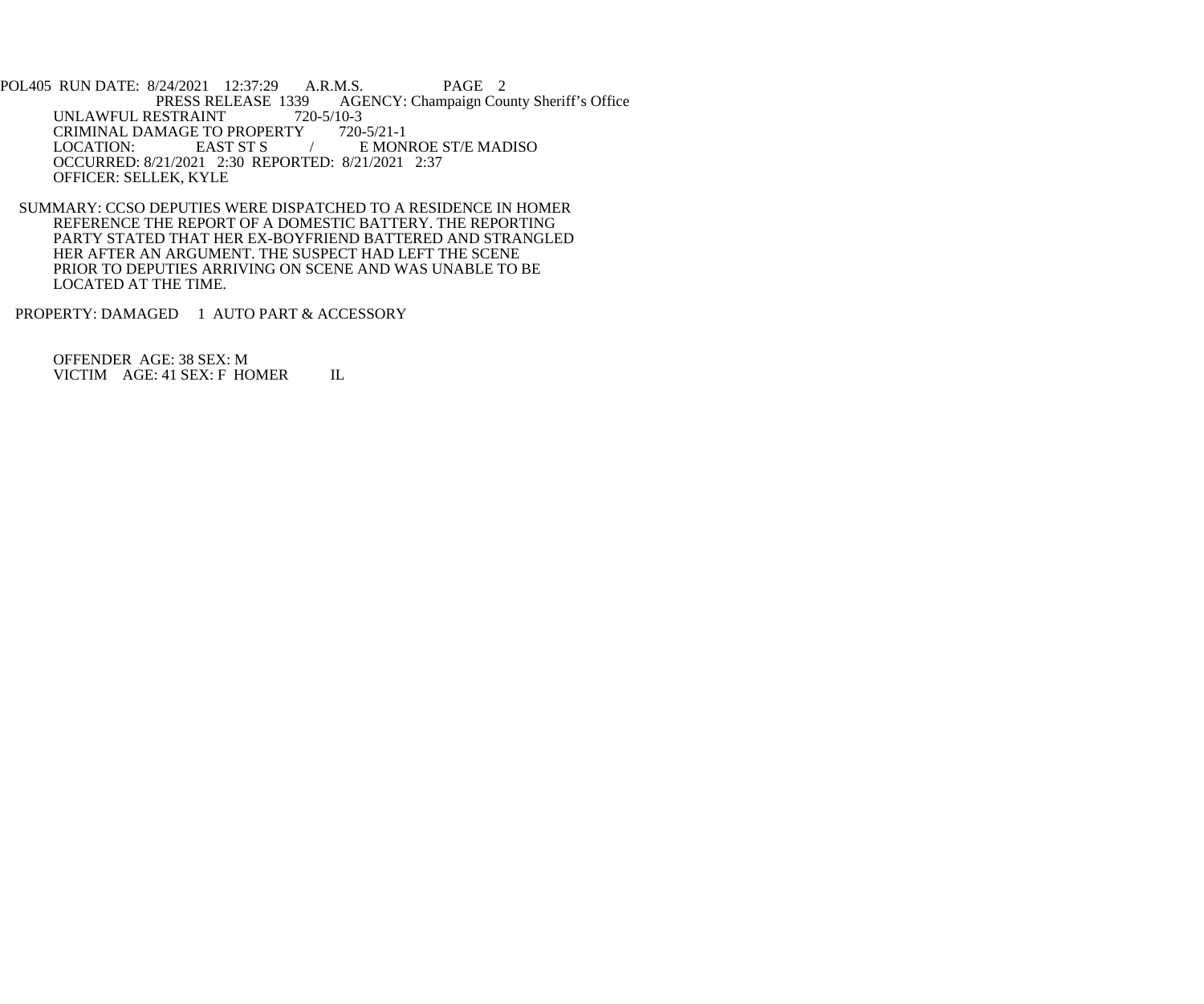POL405 RUN DATE: 8/24/2021 12:37:29 A.R.M.S. PAGE 2

PRESS RELEASE 1339 AGENCY: Champaign County Sheriff's Office

UNLAWFUL RESTRAINT 720-5/10-3

CRIMINAL DAMAGE TO PROPERTY 720-5/21-1

LOCATION: EAST ST S / E MONROE ST/E MADISO

OCCURRED: 8/21/2021 2:30 REPORTED: 8/21/2021 2:37

OFFICER: SELLEK, KYLE

SUMMARY: CCSO DEPUTIES WERE DISPATCHED TO A RESIDENCE IN HOMER REFERENCE THE REPORT OF A DOMESTIC BATTERY. THE REPORTING PARTY STATED THAT HER EX-BOYFRIEND BATTERED AND STRANGLED HER AFTER AN ARGUMENT. THE SUSPECT HAD LEFT THE SCENE PRIOR TO DEPUTIES ARRIVING ON SCENE AND WAS UNABLE TO BE LOCATED AT THE TIME.

PROPERTY: DAMAGED 1 AUTO PART & ACCESSORY

OFFENDER AGE: 38 SEX: M

VICTIM AGE: 41 SEX: F HOMER IL